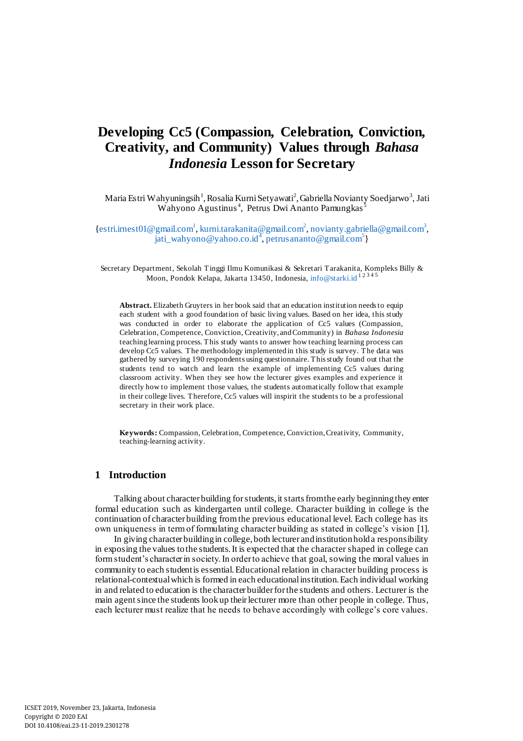# Developing Cc5 (Compassion, Celebration, Conviction, Creativity, and Community) Values through *Bahasa Indonesia* Lesson for Secretary

Maria Estri Wahyuningsih[1], Rosalia Kurni Setyawati[2], Gabriella Novianty Soedjarwo[3], Jati Wahyono Agustinus[4], Petrus Dwi Ananto Pamungkas[5]

{estri.irnest01@gmail.com[1], kurni.tarakanita@gmail.com[2], novianty.gabriella@gmail.com[3], jati_wahyono@yahoo.co.id[4], petrusananto@gmail.com[5]}

Secretary Department, Sekolah Tinggi Ilmu Komunikasi & Sekretari Tarakanita, Kompleks Billy & Moon, Pondok Kelapa, Jakarta 13450, Indonesia, info@starki.id [1 2 3 4 5]

**Abstract.** Elizabeth Gruyters in her book said that an education institution needs to equip each student with a good foundation of basic living values. Based on her idea, this study was conducted in order to elaborate the application of Cc5 values (Compassion, Celebration, Competence, Conviction, Creativity, and Community) in *Bahasa Indonesia* teaching learning process. This study wants to answer how teaching learning process can develop Cc5 values. The methodology implemented in this study is survey. The data was gathered by surveying 190 respondents using questionnaire. This study found out that the students tend to watch and learn the example of implementing Cc5 values during classroom activity. When they see how the lecturer gives examples and experience it directly how to implement those values, the students automatically follow that example in their college lives. Therefore, Cc5 values will inspirit the students to be a professional secretary in their work place.

**Keywords:** Compassion, Celebration, Competence, Conviction, Creativity, Community, teaching-learning activity.

## 1 Introduction

Talking about character building for students, it starts from the early beginning they enter formal education such as kindergarten until college. Character building in college is the continuation of character building from the previous educational level. Each college has its own uniqueness in term of formulating character building as stated in college's vision [1].

In giving character building in college, both lecturer and institution hold a responsibility in exposing the values to the students. It is expected that the character shaped in college can form student's character in society. In order to achieve that goal, sowing the moral values in community to each student is essential. Educational relation in character building process is relational-contextual which is formed in each educational institution. Each individual working in and related to education is the character builder for the students and others. Lecturer is the main agent since the students look up their lecturer more than other people in college. Thus, each lecturer must realize that he needs to behave accordingly with college's core values.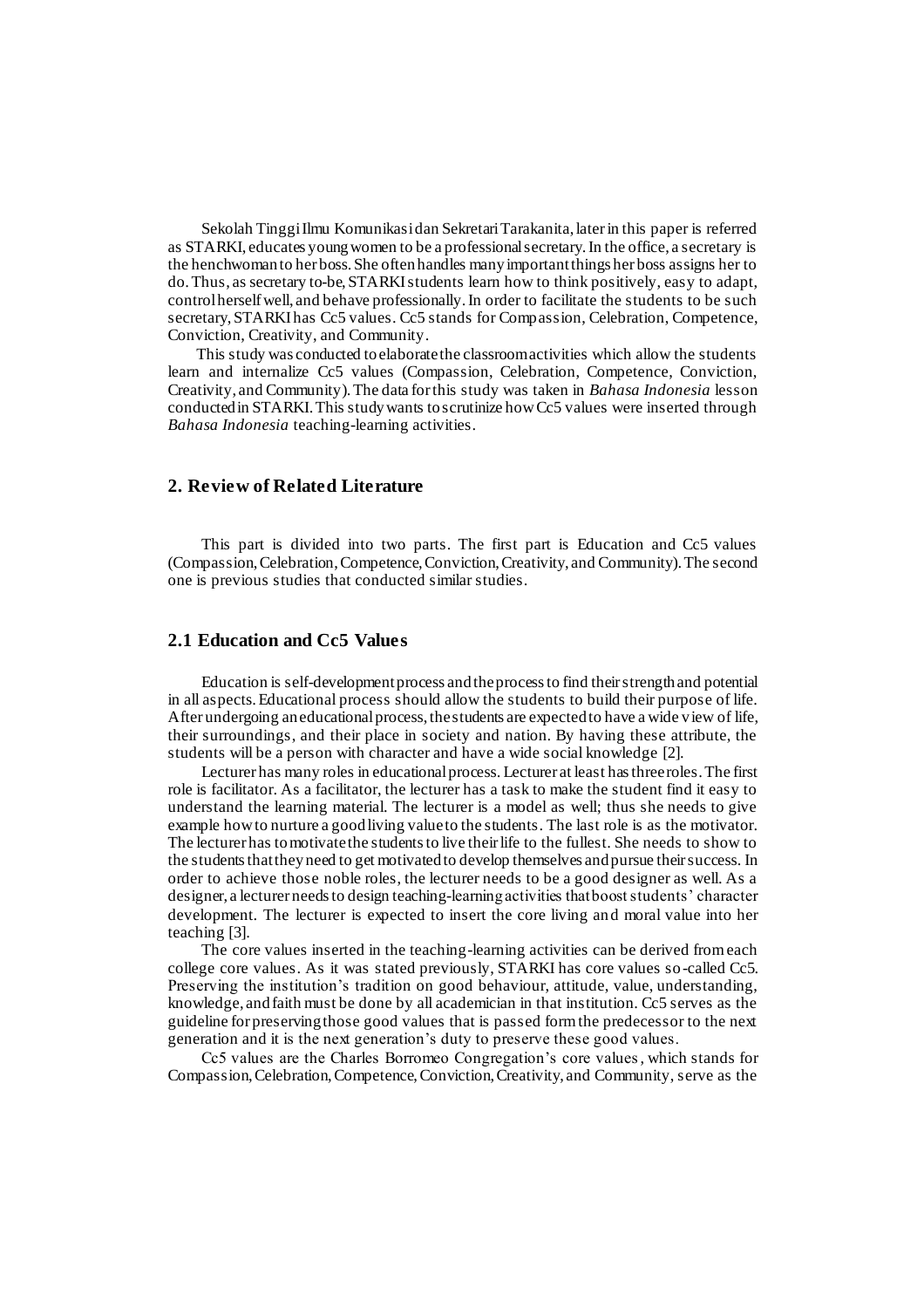Sekolah Tinggi Ilmu Komunikasi dan Sekretari Tarakanita, later in this paper is referred as STARKI, educates young women to be a professional secretary. In the office, a secretary is the henchwoman to her boss. She often handles many important things her boss assigns her to do. Thus, as secretary to-be, STARKI students learn how to think positively, easy to adapt, control herself well, and behave professionally. In order to facilitate the students to be such secretary, STARKI has Cc5 values. Cc5 stands for Compassion, Celebration, Competence, Conviction, Creativity, and Community.

This study was conducted to elaborate the classroom activities which allow the students learn and internalize Cc5 values (Compassion, Celebration, Competence, Conviction, Creativity, and Community). The data for this study was taken in *Bahasa Indonesia* lesson conducted in STARKI. This study wants to scrutinize how Cc5 values were inserted through *Bahasa Indonesia* teaching-learning activities.

## 2. Review of Related Literature

This part is divided into two parts. The first part is Education and Cc5 values (Compassion, Celebration, Competence, Conviction, Creativity, and Community). The second one is previous studies that conducted similar studies.

### 2.1 Education and Cc5 Values

Education is self-development process and the process to find their strength and potential in all aspects. Educational process should allow the students to build their purpose of life. After undergoing an educational process, the students are expected to have a wide view of life, their surroundings, and their place in society and nation. By having these attribute, the students will be a person with character and have a wide social knowledge [2].

Lecturer has many roles in educational process. Lecturer at least has three roles. The first role is facilitator. As a facilitator, the lecturer has a task to make the student find it easy to understand the learning material. The lecturer is a model as well; thus she needs to give example how to nurture a good living value to the students. The last role is as the motivator. The lecturer has to motivate the students to live their life to the fullest. She needs to show to the students that they need to get motivated to develop themselves and pursue their success. In order to achieve those noble roles, the lecturer needs to be a good designer as well. As a designer, a lecturer needs to design teaching-learning activities that boost students' character development. The lecturer is expected to insert the core living and moral value into her teaching [3].

The core values inserted in the teaching-learning activities can be derived from each college core values. As it was stated previously, STARKI has core values so-called Cc5. Preserving the institution's tradition on good behaviour, attitude, value, understanding, knowledge, and faith must be done by all academician in that institution. Cc5 serves as the guideline for preserving those good values that is passed form the predecessor to the next generation and it is the next generation's duty to preserve these good values.

Cc5 values are the Charles Borromeo Congregation's core values, which stands for Compassion, Celebration, Competence, Conviction, Creativity, and Community, serve as the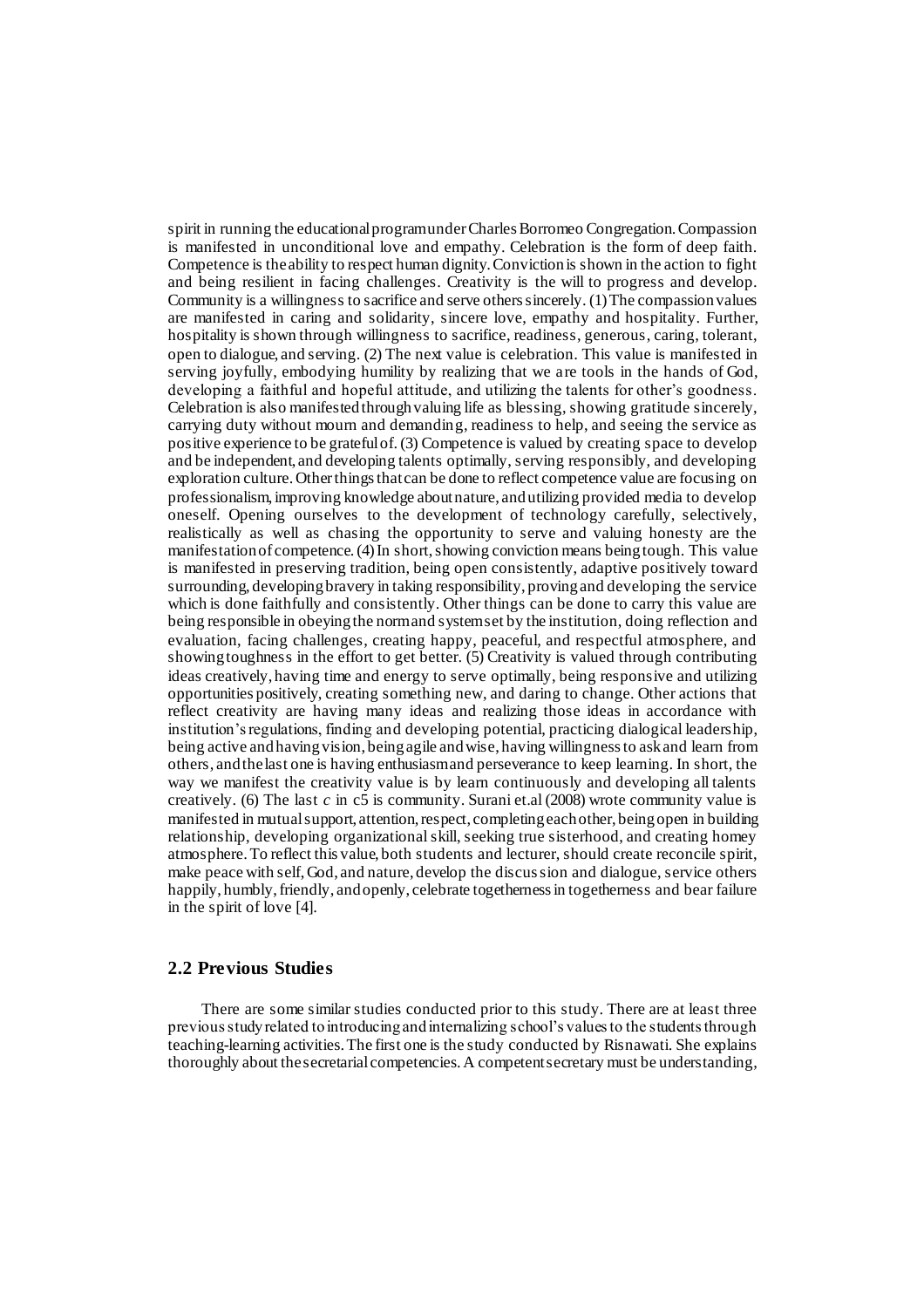spirit in running the educational program under Charles Borromeo Congregation. Compassion is manifested in unconditional love and empathy. Celebration is the form of deep faith. Competence is the ability to respect human dignity. Conviction is shown in the action to fight and being resilient in facing challenges. Creativity is the will to progress and develop. Community is a willingness to sacrifice and serve others sincerely. (1) The compassion values are manifested in caring and solidarity, sincere love, empathy and hospitality. Further, hospitality is shown through willingness to sacrifice, readiness, generous, caring, tolerant, open to dialogue, and serving. (2) The next value is celebration. This value is manifested in serving joyfully, embodying humility by realizing that we are tools in the hands of God, developing a faithful and hopeful attitude, and utilizing the talents for other's goodness. Celebration is also manifested through valuing life as blessing, showing gratitude sincerely, carrying duty without mourn and demanding, readiness to help, and seeing the service as positive experience to be grateful of. (3) Competence is valued by creating space to develop and be independent, and developing talents optimally, serving responsibly, and developing exploration culture. Other things that can be done to reflect competence value are focusing on professionalism, improving knowledge about nature, and utilizing provided media to develop oneself. Opening ourselves to the development of technology carefully, selectively, realistically as well as chasing the opportunity to serve and valuing honesty are the manifestation of competence. (4) In short, showing conviction means being tough. This value is manifested in preserving tradition, being open consistently, adaptive positively toward surrounding, developing bravery in taking responsibility, proving and developing the service which is done faithfully and consistently. Other things can be done to carry this value are being responsible in obeying the norm and system set by the institution, doing reflection and evaluation, facing challenges, creating happy, peaceful, and respectful atmosphere, and showing toughness in the effort to get better. (5) Creativity is valued through contributing ideas creatively, having time and energy to serve optimally, being responsive and utilizing opportunities positively, creating something new, and daring to change. Other actions that reflect creativity are having many ideas and realizing those ideas in accordance with institution's regulations, finding and developing potential, practicing dialogical leadership, being active and having vision, being agile and wise, having willingness to ask and learn from others, and the last one is having enthusiasm and perseverance to keep learning. In short, the way we manifest the creativity value is by learn continuously and developing all talents creatively. (6) The last *c* in c5 is community. Surani et.al (2008) wrote community value is manifested in mutual support, attention, respect, completing each other, being open in building relationship, developing organizational skill, seeking true sisterhood, and creating homey atmosphere. To reflect this value, both students and lecturer, should create reconcile spirit, make peace with self, God, and nature, develop the discussion and dialogue, service others happily, humbly, friendly, and openly, celebrate togetherness in togetherness and bear failure in the spirit of love [4].

## 2.2 Previous Studies

There are some similar studies conducted prior to this study. There are at least three previous study related to introducing and internalizing school's values to the students through teaching-learning activities. The first one is the study conducted by Risnawati. She explains thoroughly about the secretarial competencies. A competent secretary must be understanding,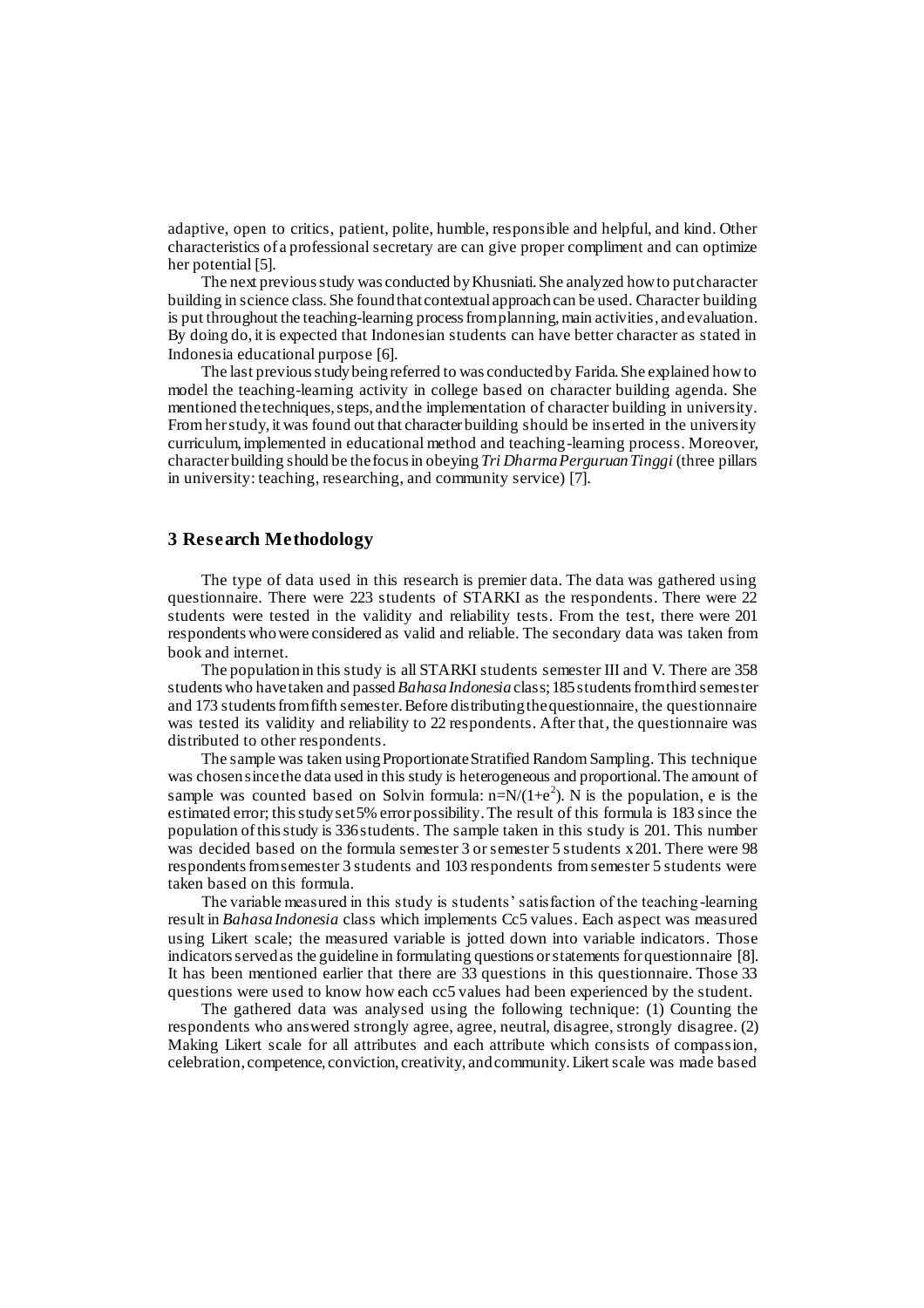adaptive, open to critics, patient, polite, humble, responsible and helpful, and kind. Other characteristics of a professional secretary are can give proper compliment and can optimize her potential [5].

The next previous study was conducted by Khusniati. She analyzed how to put character building in science class. She found that contextual approach can be used. Character building is put throughout the teaching-learning process from planning, main activities, and evaluation. By doing do, it is expected that Indonesian students can have better character as stated in Indonesia educational purpose [6].

The last previous study being referred to was conducted by Farida. She explained how to model the teaching-learning activity in college based on character building agenda. She mentioned the techniques, steps, and the implementation of character building in university. From her study, it was found out that character building should be inserted in the university curriculum, implemented in educational method and teaching-learning process. Moreover, character building should be the focus in obeying *Tri Dharma Perguruan Tinggi* (three pillars in university: teaching, researching, and community service) [7].

## 3 Research Methodology

The type of data used in this research is premier data. The data was gathered using questionnaire. There were 223 students of STARKI as the respondents. There were 22 students were tested in the validity and reliability tests. From the test, there were 201 respondents who were considered as valid and reliable. The secondary data was taken from book and internet.

The population in this study is all STARKI students semester III and V. There are 358 students who have taken and passed *Bahasa Indonesia* class; 185 students from third semester and 173 students from fifth semester. Before distributing the questionnaire, the questionnaire was tested its validity and reliability to 22 respondents. After that, the questionnaire was distributed to other respondents.

The sample was taken using Proportionate Stratified Random Sampling. This technique was chosen since the data used in this study is heterogeneous and proportional. The amount of sample was counted based on Solvin formula: $n=N/(1+e^2)$. N is the population, e is the estimated error; this study set 5% error possibility. The result of this formula is 183 since the population of this study is 336 students. The sample taken in this study is 201. This number was decided based on the formula semester 3 or semester 5 students x 201. There were 98 respondents from semester 3 students and 103 respondents from semester 5 students were taken based on this formula.

The variable measured in this study is students' satisfaction of the teaching-learning result in *Bahasa Indonesia* class which implements Cc5 values. Each aspect was measured using Likert scale; the measured variable is jotted down into variable indicators. Those indicators served as the guideline in formulating questions or statements for questionnaire [8]. It has been mentioned earlier that there are 33 questions in this questionnaire. Those 33 questions were used to know how each cc5 values had been experienced by the student.

The gathered data was analysed using the following technique: (1) Counting the respondents who answered strongly agree, agree, neutral, disagree, strongly disagree. (2) Making Likert scale for all attributes and each attribute which consists of compassion, celebration, competence, conviction, creativity, and community. Likert scale was made based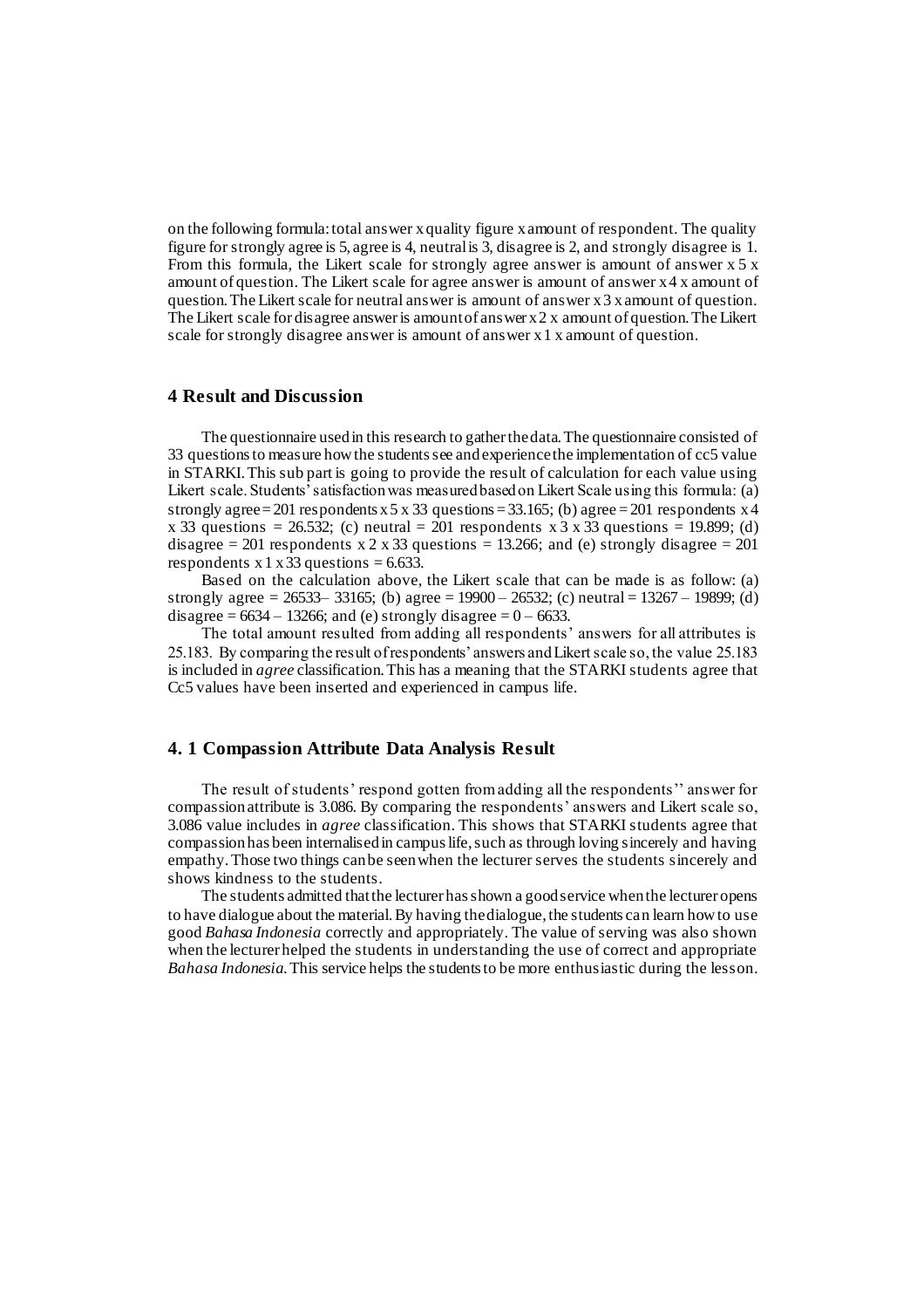on the following formula: total answer x quality figure x amount of respondent. The quality figure for strongly agree is 5, agree is 4, neutral is 3, disagree is 2, and strongly disagree is 1. From this formula, the Likert scale for strongly agree answer is amount of answer x 5 x amount of question. The Likert scale for agree answer is amount of answer x 4 x amount of question. The Likert scale for neutral answer is amount of answer x 3 x amount of question. The Likert scale for disagree answer is amount of answer x 2 x amount of question. The Likert scale for strongly disagree answer is amount of answer x 1 x amount of question.

## 4 Result and Discussion

The questionnaire used in this research to gather the data. The questionnaire consisted of 33 questions to measure how the students see and experience the implementation of cc5 value in STARKI. This sub part is going to provide the result of calculation for each value using Likert scale. Students' satisfaction was measured based on Likert Scale using this formula: (a) strongly agree = 201 respondents x 5 x 33 questions = 33.165; (b) agree = 201 respondents x 4 x 33 questions = 26.532; (c) neutral = 201 respondents x 3 x 33 questions = 19.899; (d) disagree = 201 respondents x 2 x 33 questions = 13.266; and (e) strongly disagree = 201 respondents x 1 x 33 questions = 6.633.

Based on the calculation above, the Likert scale that can be made is as follow: (a) strongly agree = 26533– 33165; (b) agree = 19900 – 26532; (c) neutral = 13267 – 19899; (d) disagree = 6634 – 13266; and (e) strongly disagree = 0 – 6633.

The total amount resulted from adding all respondents' answers for all attributes is 25.183. By comparing the result of respondents' answers and Likert scale so, the value 25.183 is included in *agree* classification. This has a meaning that the STARKI students agree that Cc5 values have been inserted and experienced in campus life.

### 4. 1 Compassion Attribute Data Analysis Result

The result of students' respond gotten from adding all the respondents'' answer for compassion attribute is 3.086. By comparing the respondents' answers and Likert scale so, 3.086 value includes in *agree* classification. This shows that STARKI students agree that compassion has been internalised in campus life, such as through loving sincerely and having empathy. Those two things can be seen when the lecturer serves the students sincerely and shows kindness to the students.

The students admitted that the lecturer has shown a good service when the lecturer opens to have dialogue about the material. By having the dialogue, the students can learn how to use good *Bahasa Indonesia* correctly and appropriately. The value of serving was also shown when the lecturer helped the students in understanding the use of correct and appropriate *Bahasa Indonesia*. This service helps the students to be more enthusiastic during the lesson.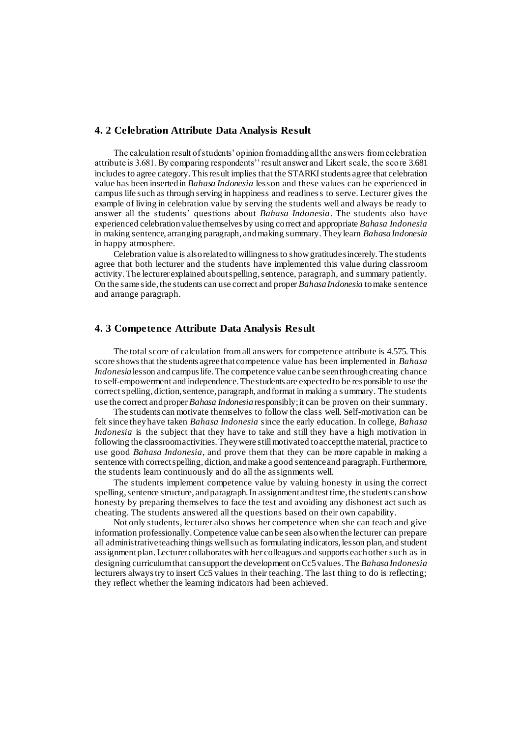## 4. 2 Celebration Attribute Data Analysis Result

The calculation result of students' opinion from adding all the answers from celebration attribute is 3.681. By comparing respondents'' result answer and Likert scale, the score 3.681 includes to agree category. This result implies that the STARKI students agree that celebration value has been inserted in *Bahasa Indonesia* lesson and these values can be experienced in campus life such as through serving in happiness and readiness to serve. Lecturer gives the example of living in celebration value by serving the students well and always be ready to answer all the students' questions about *Bahasa Indonesia*. The students also have experienced celebration value themselves by using correct and appropriate *Bahasa Indonesia* in making sentence, arranging paragraph, and making summary. They learn *Bahasa Indonesia* in happy atmosphere.

Celebration value is also related to willingness to show gratitude sincerely. The students agree that both lecturer and the students have implemented this value during classroom activity. The lecturer explained about spelling, sentence, paragraph, and summary patiently. On the same side, the students can use correct and proper *Bahasa Indonesia* to make sentence and arrange paragraph.

## 4. 3 Competence Attribute Data Analysis Result

The total score of calculation from all answers for competence attribute is 4.575. This score shows that the students agree that competence value has been implemented in *Bahasa Indonesia* lesson and campus life. The competence value can be seen through creating chance to self-empowerment and independence. The students are expected to be responsible to use the correct spelling, diction, sentence, paragraph, and format in making a summary. The students use the correct and proper *Bahasa Indonesia* responsibly; it can be proven on their summary.

The students can motivate themselves to follow the class well. Self-motivation can be felt since they have taken *Bahasa Indonesia* since the early education. In college, *Bahasa Indonesia* is the subject that they have to take and still they have a high motivation in following the classroom activities. They were still motivated to accept the material, practice to use good *Bahasa Indonesia*, and prove them that they can be more capable in making a sentence with correct spelling, diction, and make a good sentence and paragraph. Furthermore, the students learn continuously and do all the assignments well.

The students implement competence value by valuing honesty in using the correct spelling, sentence structure, and paragraph. In assignment and test time, the students can show honesty by preparing themselves to face the test and avoiding any dishonest act such as cheating. The students answered all the questions based on their own capability.

Not only students, lecturer also shows her competence when she can teach and give information professionally. Competence value can be seen also when the lecturer can prepare all administrative teaching things well such as formulating indicators, lesson plan, and student assignment plan. Lecturer collaborates with her colleagues and supports each other such as in designing curriculum that can support the development on Cc5 values. The *Bahasa Indonesia* lecturers always try to insert Cc5 values in their teaching. The last thing to do is reflecting; they reflect whether the learning indicators had been achieved.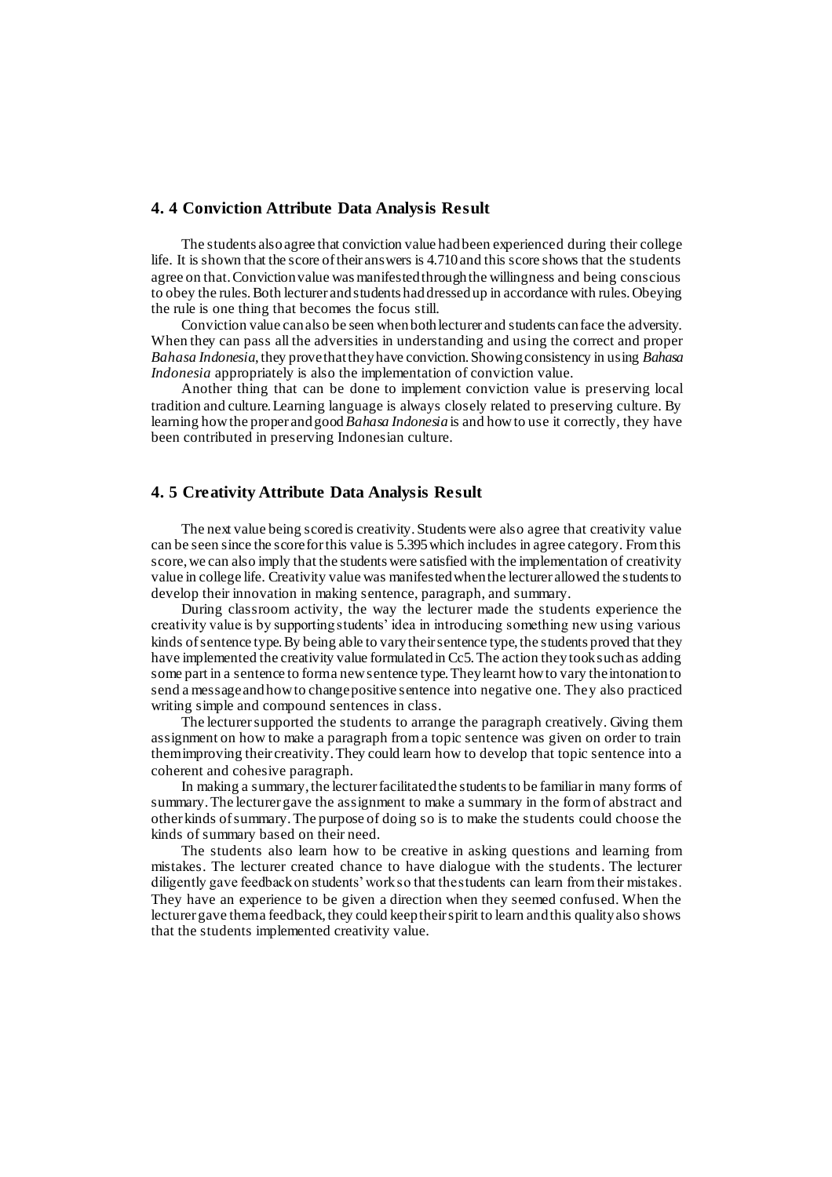## 4. 4 Conviction Attribute Data Analysis Result

The students also agree that conviction value had been experienced during their college life. It is shown that the score of their answers is 4.710 and this score shows that the students agree on that. Conviction value was manifested through the willingness and being conscious to obey the rules. Both lecturer and students had dressed up in accordance with rules. Obeying the rule is one thing that becomes the focus still.

Conviction value can also be seen when both lecturer and students can face the adversity. When they can pass all the adversities in understanding and using the correct and proper *Bahasa Indonesia*, they prove that they have conviction. Showing consistency in using *Bahasa Indonesia* appropriately is also the implementation of conviction value.

Another thing that can be done to implement conviction value is preserving local tradition and culture. Learning language is always closely related to preserving culture. By learning how the proper and good *Bahasa Indonesia* is and how to use it correctly, they have been contributed in preserving Indonesian culture.

## 4. 5 Creativity Attribute Data Analysis Result

The next value being scored is creativity. Students were also agree that creativity value can be seen since the score for this value is 5.395 which includes in agree category. From this score, we can also imply that the students were satisfied with the implementation of creativity value in college life. Creativity value was manifested when the lecturer allowed the students to develop their innovation in making sentence, paragraph, and summary.

During classroom activity, the way the lecturer made the students experience the creativity value is by supporting students' idea in introducing something new using various kinds of sentence type. By being able to vary their sentence type, the students proved that they have implemented the creativity value formulated in Cc5. The action they took such as adding some part in a sentence to form a new sentence type. They learnt how to vary the intonation to send a message and how to change positive sentence into negative one. They also practiced writing simple and compound sentences in class.

The lecturer supported the students to arrange the paragraph creatively. Giving them assignment on how to make a paragraph from a topic sentence was given on order to train them improving their creativity. They could learn how to develop that topic sentence into a coherent and cohesive paragraph.

In making a summary, the lecturer facilitated the students to be familiar in many forms of summary. The lecturer gave the assignment to make a summary in the form of abstract and other kinds of summary. The purpose of doing so is to make the students could choose the kinds of summary based on their need.

The students also learn how to be creative in asking questions and learning from mistakes. The lecturer created chance to have dialogue with the students. The lecturer diligently gave feedback on students' work so that the students can learn from their mistakes. They have an experience to be given a direction when they seemed confused. When the lecturer gave them a feedback, they could keep their spirit to learn and this quality also shows that the students implemented creativity value.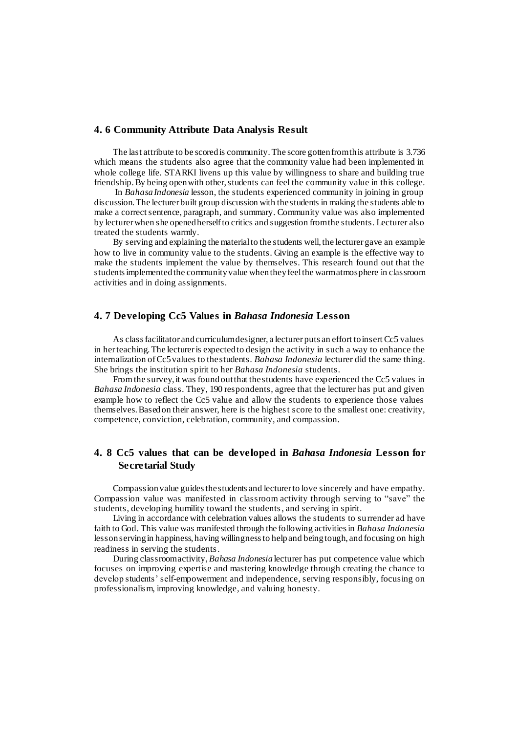## 4. 6 Community Attribute Data Analysis Result

The last attribute to be scored is community. The score gotten from this attribute is 3.736 which means the students also agree that the community value had been implemented in whole college life. STARKI livens up this value by willingness to share and building true friendship. By being open with other, students can feel the community value in this college.

In *Bahasa Indonesia* lesson, the students experienced community in joining in group discussion. The lecturer built group discussion with the students in making the students able to make a correct sentence, paragraph, and summary. Community value was also implemented by lecturer when she opened herself to critics and suggestion from the students. Lecturer also treated the students warmly.

By serving and explaining the material to the students well, the lecturer gave an example how to live in community value to the students. Giving an example is the effective way to make the students implement the value by themselves. This research found out that the students implemented the community value when they feel the warm atmosphere in classroom activities and in doing assignments.

## 4. 7 Developing Cc5 Values in *Bahasa Indonesia* Lesson

As class facilitator and curriculum designer, a lecturer puts an effort to insert Cc5 values in her teaching. The lecturer is expected to design the activity in such a way to enhance the internalization of Cc5 values to the students. *Bahasa Indonesia* lecturer did the same thing. She brings the institution spirit to her *Bahasa Indonesia* students.

From the survey, it was found out that the students have experienced the Cc5 values in *Bahasa Indonesia* class. They, 190 respondents, agree that the lecturer has put and given example how to reflect the Cc5 value and allow the students to experience those values themselves. Based on their answer, here is the highest score to the smallest one: creativity, competence, conviction, celebration, community, and compassion.

## 4. 8 Cc5 values that can be developed in *Bahasa Indonesia* Lesson for Secretarial Study

Compassion value guides the students and lecturer to love sincerely and have empathy. Compassion value was manifested in classroom activity through serving to "save" the students, developing humility toward the students, and serving in spirit.

Living in accordance with celebration values allows the students to surrender ad have faith to God. This value was manifested through the following activities in *Bahasa Indonesia* lesson serving in happiness, having willingness to help and being tough, and focusing on high readiness in serving the students.

During classroom activity, *Bahasa Indonesia* lecturer has put competence value which focuses on improving expertise and mastering knowledge through creating the chance to develop students' self-empowerment and independence, serving responsibly, focusing on professionalism, improving knowledge, and valuing honesty.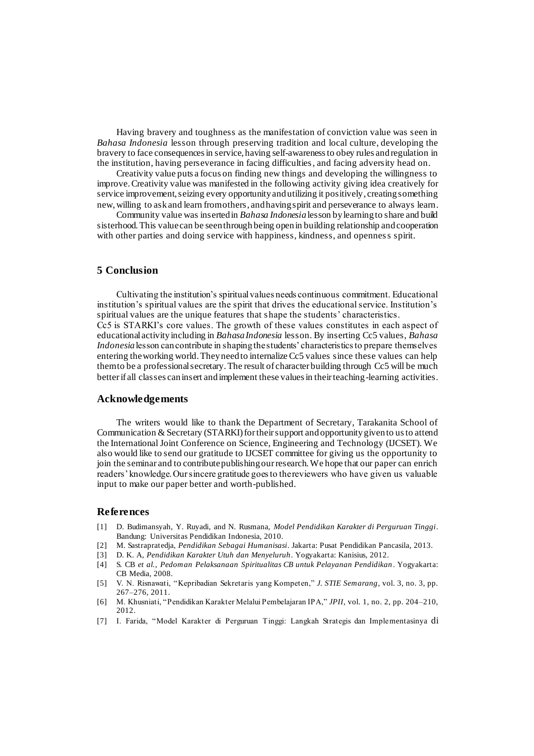Having bravery and toughness as the manifestation of conviction value was seen in *Bahasa Indonesia* lesson through preserving tradition and local culture, developing the bravery to face consequences in service, having self-awareness to obey rules and regulation in the institution, having perseverance in facing difficulties, and facing adversity head on.

Creativity value puts a focus on finding new things and developing the willingness to improve. Creativity value was manifested in the following activity giving idea creatively for service improvement, seizing every opportunity and utilizing it positively, creating something new, willing to ask and learn from others, and having spirit and perseverance to always learn.

Community value was inserted in *Bahasa Indonesia* lesson by learning to share and build sisterhood. This value can be seen through being open in building relationship and cooperation with other parties and doing service with happiness, kindness, and openness spirit.

## 5 Conclusion

Cultivating the institution's spiritual values needs continuous commitment. Educational institution's spiritual values are the spirit that drives the educational service. Institution's spiritual values are the unique features that shape the students' characteristics.

Cc5 is STARKI's core values. The growth of these values constitutes in each aspect of educational activity including in *Bahasa Indonesia* lesson. By inserting Cc5 values, *Bahasa Indonesia* lesson can contribute in shaping the students' characteristics to prepare themselves entering the working world. They need to internalize Cc5 values since these values can help them to be a professional secretary. The result of character building through Cc5 will be much better if all classes can insert and implement these values in their teaching-learning activities.

## Acknowledgements

The writers would like to thank the Department of Secretary, Tarakanita School of Communication & Secretary (STARKI) for their support and opportunity given to us to attend the International Joint Conference on Science, Engineering and Technology (IJCSET). We also would like to send our gratitude to IJCSET committee for giving us the opportunity to join the seminar and to contribute publishing our research. We hope that our paper can enrich readers' knowledge. Our sincere gratitude goes to the reviewers who have given us valuable input to make our paper better and worth-published.

## References

[1] D. Budimansyah, Y. Ruyadi, and N. Rusmana, *Model Pendidikan Karakter di Perguruan Tinggi*. Bandung: Universitas Pendidikan Indonesia, 2010.

[2] M. Sastrapratedja, *Pendidikan Sebagai Humanisasi*. Jakarta: Pusat Pendidikan Pancasila, 2013.

[3] D. K. A, *Pendidikan Karakter Utuh dan Menyeluruh*. Yogyakarta: Kanisius, 2012.

[4] S. CB *et al.*, *Pedoman Pelaksanaan Spiritualitas CB untuk Pelayanan Pendidikan*. Yogyakarta: CB Media, 2008.

[5] V. N. Risnawati, "Kepribadian Sekretaris yang Kompeten," *J. STIE Semarang*, vol. 3, no. 3, pp. 267–276, 2011.

[6] M. Khusniati, "Pendidikan Karakter Melalui Pembelajaran IPA," *JPII*, vol. 1, no. 2, pp. 204–210, 2012.

[7] I. Farida, "Model Karakter di Perguruan Tinggi: Langkah Strategis dan Implementasinya di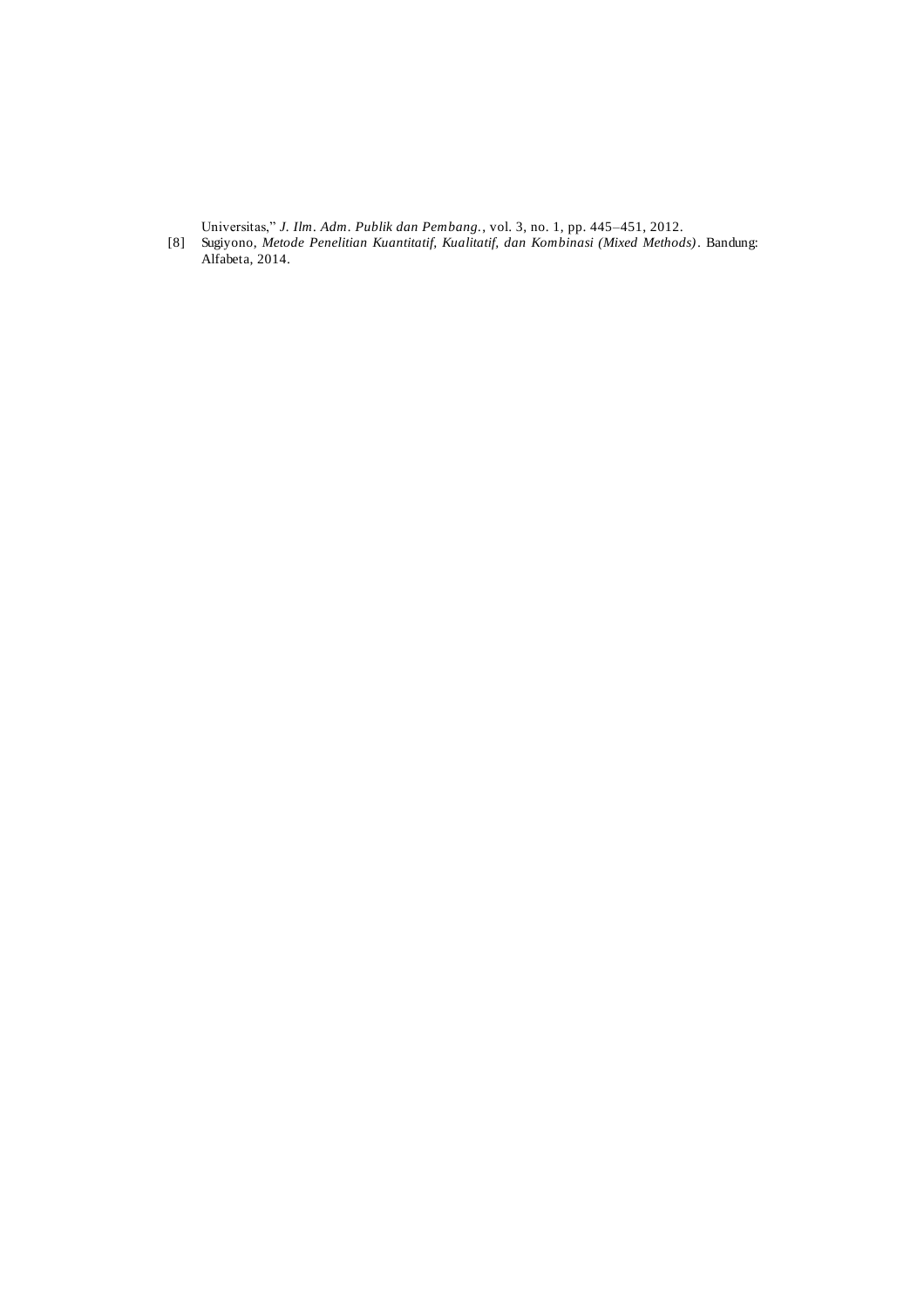Universitas," *J. Ilm. Adm. Publik dan Pembang.*, vol. 3, no. 1, pp. 445–451, 2012.

[8] Sugiyono, *Metode Penelitian Kuantitatif, Kualitatif, dan Kombinasi (Mixed Methods)*. Bandung: Alfabeta, 2014.